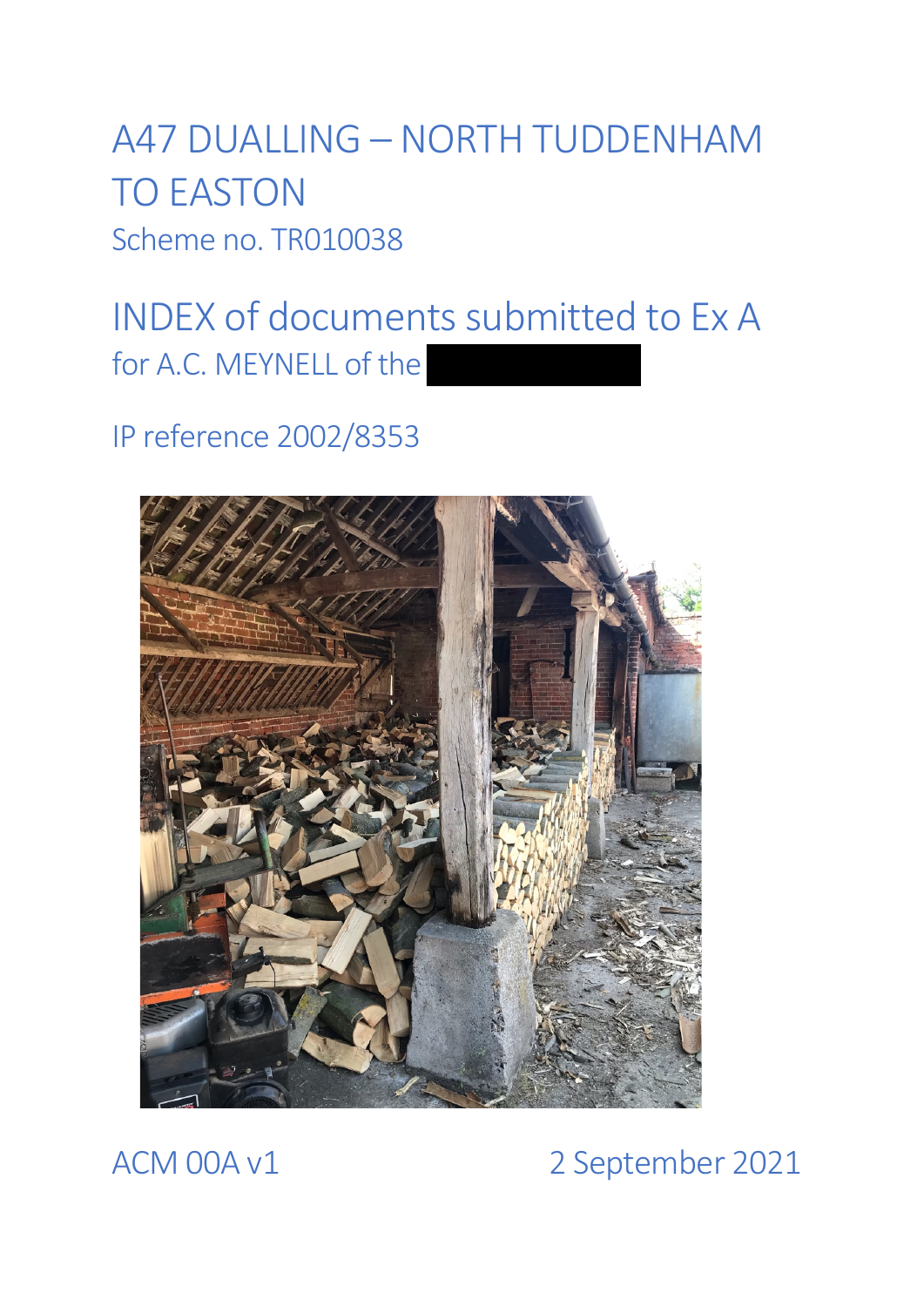# A47 DUALLING – NORTH TUDDENHAM TO EASTON

Scheme no. TR010038

## INDEX of documents submitted to Ex A

for A.C. MEYNELL of the

IP reference 2002/8353

ACM 00A v1

2 September 2021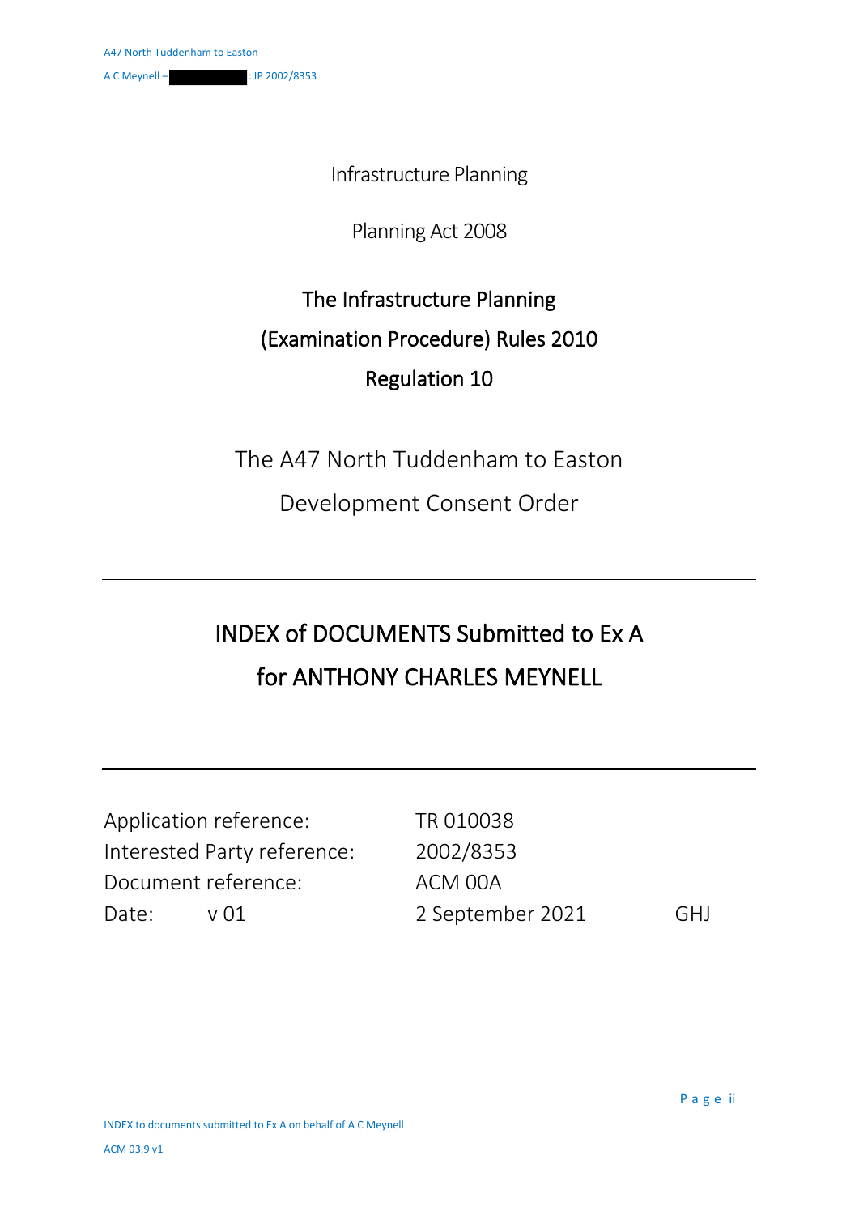Infrastructure Planning

Planning Act 2008

## The Infrastructure Planning (Examination Procedure) Rules 2010

## Regulation 10

The A47 North Tuddenham to Easton Development Consent Order

---

# INDEX of DOCUMENTS Submitted to Ex A for ANTHONY CHARLES MEYNELL

---

| | | |
|---|---|---|
| Application reference: | TR 010038 | |
| Interested Party reference: | 2002/8353 | |
| Document reference: | ACM 00A | |
| Date: v 01 | 2 September 2021 | GHJ |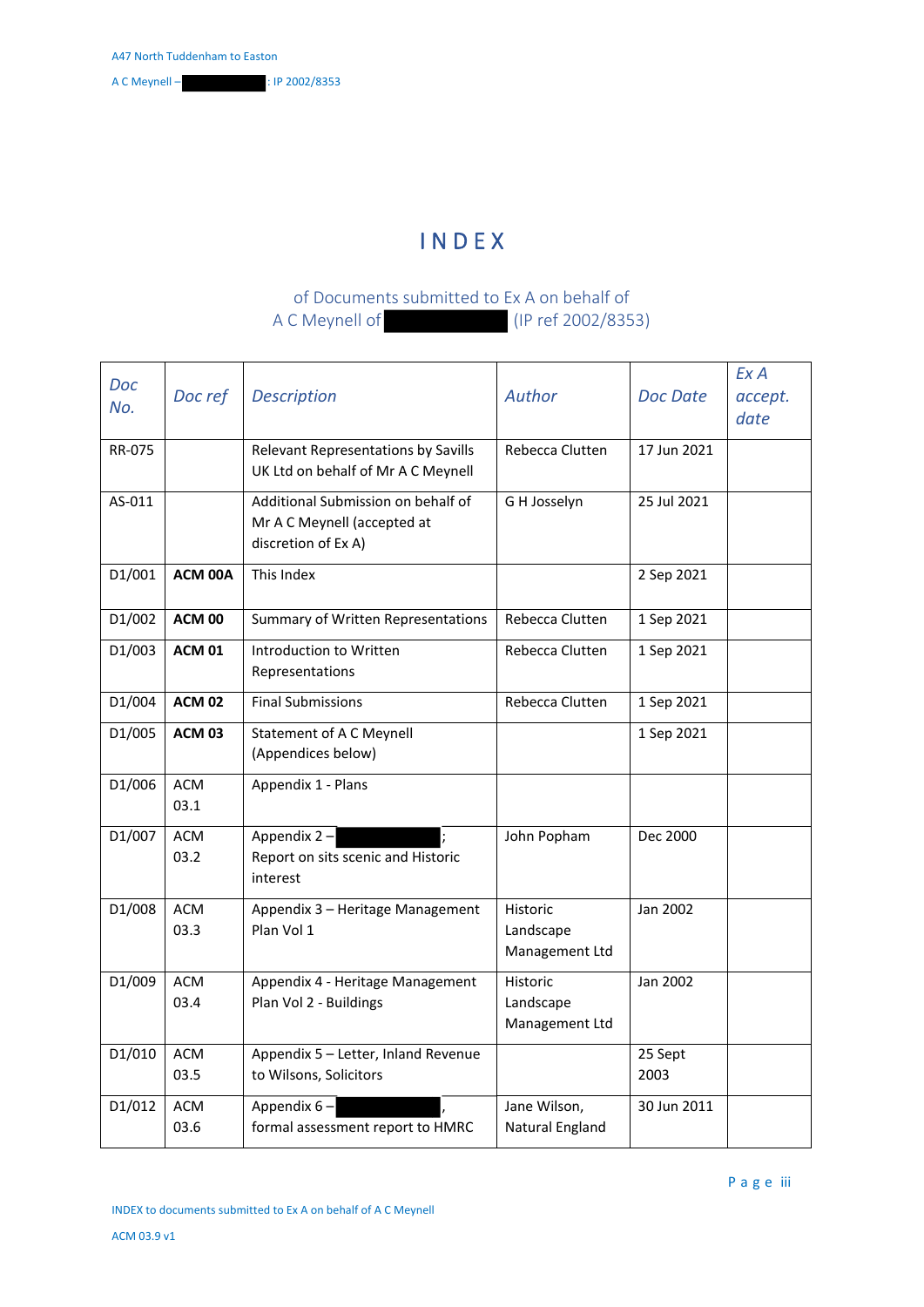# INDEX

of Documents submitted to Ex A on behalf of
A C Meynell of (IP ref 2002/8353)

| *Doc No.* | *Doc ref* | *Description* | *Author* | *Doc Date* | *Ex A accept. date* |
|---|---|---|---|---|---|
| RR-075 | | Relevant Representations by Savills UK Ltd on behalf of Mr A C Meynell | Rebecca Clutten | 17 Jun 2021 | |
| AS-011 | | Additional Submission on behalf of Mr A C Meynell (accepted at discretion of Ex A) | G H Josselyn | 25 Jul 2021 | |
| D1/001 | **ACM 00A** | This Index | | 2 Sep 2021 | |
| D1/002 | **ACM 00** | Summary of Written Representations | Rebecca Clutten | 1 Sep 2021 | |
| D1/003 | **ACM 01** | Introduction to Written Representations | Rebecca Clutten | 1 Sep 2021 | |
| D1/004 | **ACM 02** | Final Submissions | Rebecca Clutten | 1 Sep 2021 | |
| D1/005 | **ACM 03** | Statement of A C Meynell (Appendices below) | | 1 Sep 2021 | |
| D1/006 | ACM 03.1 | Appendix 1 - Plans | | | |
| D1/007 | ACM 03.2 | Appendix 2 – ; Report on sits scenic and Historic interest | John Popham | Dec 2000 | |
| D1/008 | ACM 03.3 | Appendix 3 – Heritage Management Plan Vol 1 | Historic Landscape Management Ltd | Jan 2002 | |
| D1/009 | ACM 03.4 | Appendix 4 - Heritage Management Plan Vol 2 - Buildings | Historic Landscape Management Ltd | Jan 2002 | |
| D1/010 | ACM 03.5 | Appendix 5 – Letter, Inland Revenue to Wilsons, Solicitors | | 25 Sept 2003 | |
| D1/012 | ACM 03.6 | Appendix 6 – , formal assessment report to HMRC | Jane Wilson, Natural England | 30 Jun 2011 | |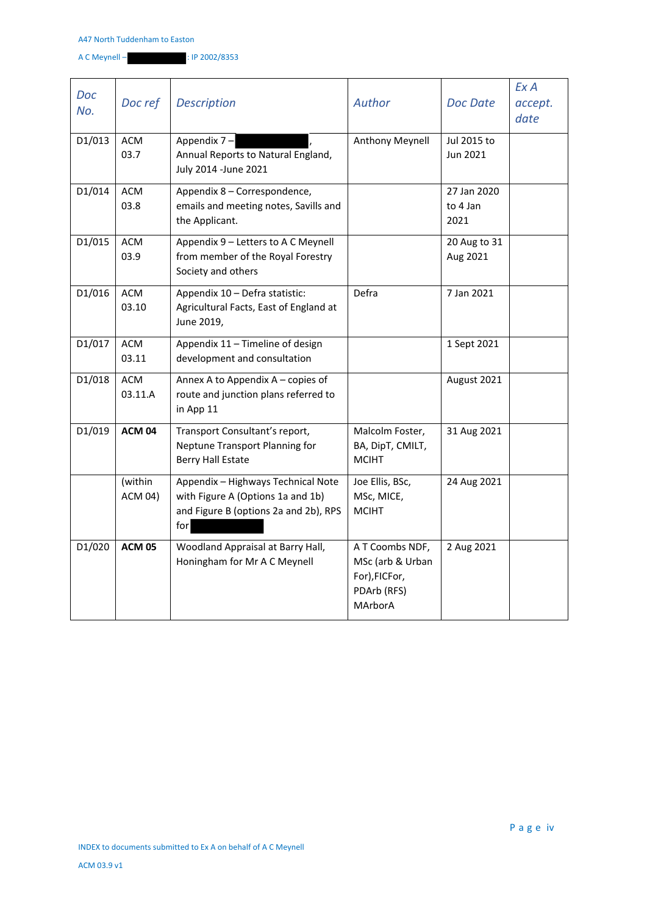| *Doc No.* | *Doc ref* | *Description* | *Author* | *Doc Date* | *Ex A accept. date* |
|---|---|---|---|---|---|
| D1/013 | ACM 03.7 | Appendix 7 – , Annual Reports to Natural England, July 2014 -June 2021 | Anthony Meynell | Jul 2015 to Jun 2021 | |
| D1/014 | ACM 03.8 | Appendix 8 – Correspondence, emails and meeting notes, Savills and the Applicant. | | 27 Jan 2020 to 4 Jan 2021 | |
| D1/015 | ACM 03.9 | Appendix 9 – Letters to A C Meynell from member of the Royal Forestry Society and others | | 20 Aug to 31 Aug 2021 | |
| D1/016 | ACM 03.10 | Appendix 10 – Defra statistic: Agricultural Facts, East of England at June 2019, | Defra | 7 Jan 2021 | |
| D1/017 | ACM 03.11 | Appendix 11 – Timeline of design development and consultation | | 1 Sept 2021 | |
| D1/018 | ACM 03.11.A | Annex A to Appendix A – copies of route and junction plans referred to in App 11 | | August 2021 | |
| D1/019 | **ACM 04** | Transport Consultant's report, Neptune Transport Planning for Berry Hall Estate | Malcolm Foster, BA, DipT, CMILT, MCIHT | 31 Aug 2021 | |
| | (within ACM 04) | Appendix – Highways Technical Note with Figure A (Options 1a and 1b) and Figure B (options 2a and 2b), RPS for | Joe Ellis, BSc, MSc, MICE, MCIHT | 24 Aug 2021 | |
| D1/020 | **ACM 05** | Woodland Appraisal at Barry Hall, Honingham for Mr A C Meynell | A T Coombs NDF, MSc (arb & Urban For),FICFor, PDArb (RFS) MArborA | 2 Aug 2021 | |